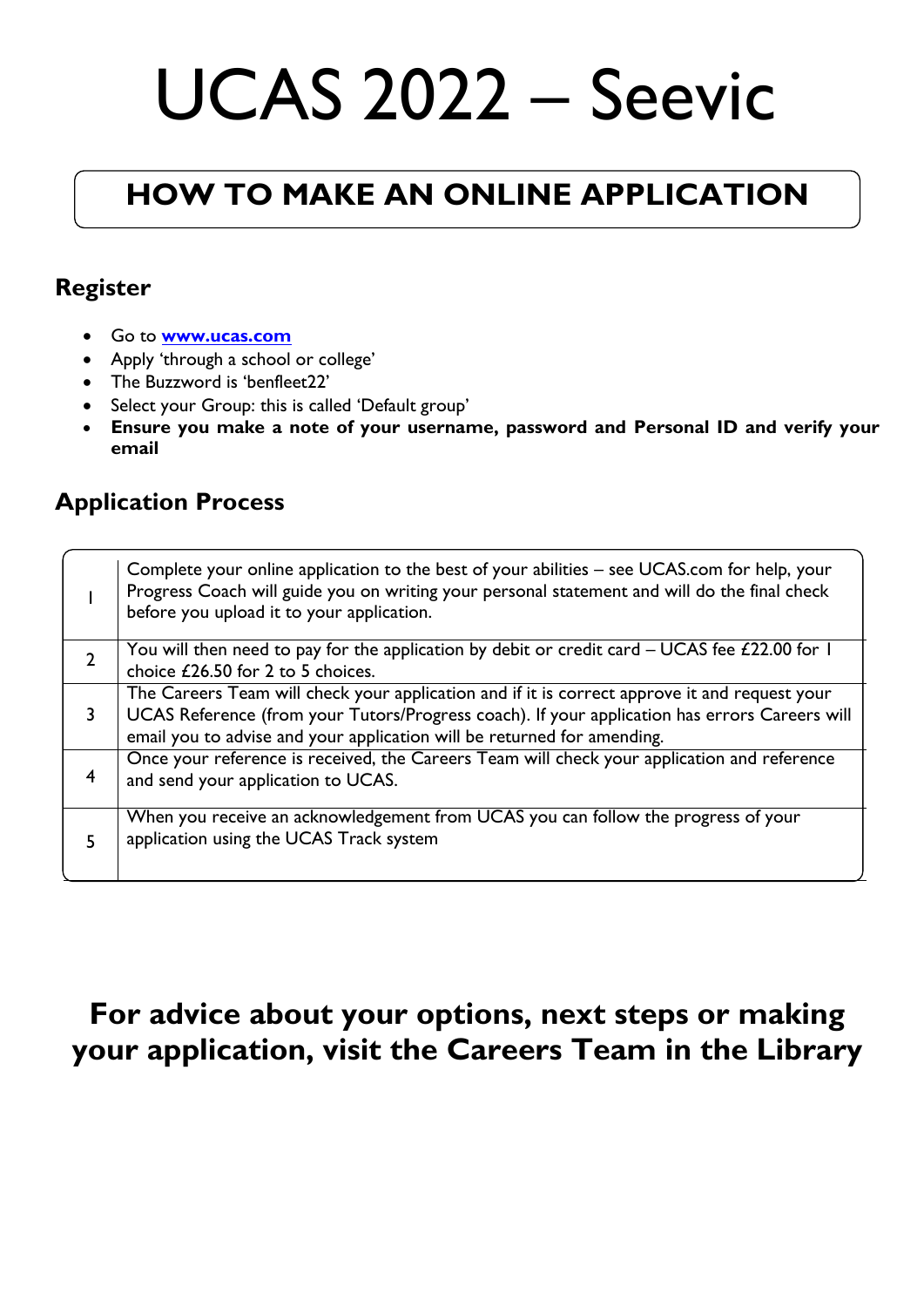# UCAS 2022 – Seevic

## HOW TO MAKE AN ONLINE APPLICATION

### Register

- Go to **www.ucas.com**
- Apply 'through a school or college'
- The Buzzword is 'benfleet22'
- Select your Group: this is called 'Default group'
- **Ensure you make a note of your username, password and Personal ID and verify your email**

### Application Process

| | |
|---|---|
| 1 | Complete your online application to the best of your abilities – see UCAS.com for help, your Progress Coach will guide you on writing your personal statement and will do the final check before you upload it to your application. |
| 2 | You will then need to pay for the application by debit or credit card – UCAS fee £22.00 for 1 choice £26.50 for 2 to 5 choices. |
| 3 | The Careers Team will check your application and if it is correct approve it and request your UCAS Reference (from your Tutors/Progress coach). If your application has errors Careers will email you to advise and your application will be returned for amending. |
| 4 | Once your reference is received, the Careers Team will check your application and reference and send your application to UCAS. |
| 5 | When you receive an acknowledgement from UCAS you can follow the progress of your application using the UCAS Track system |

**For advice about your options, next steps or making your application, visit the Careers Team in the Library**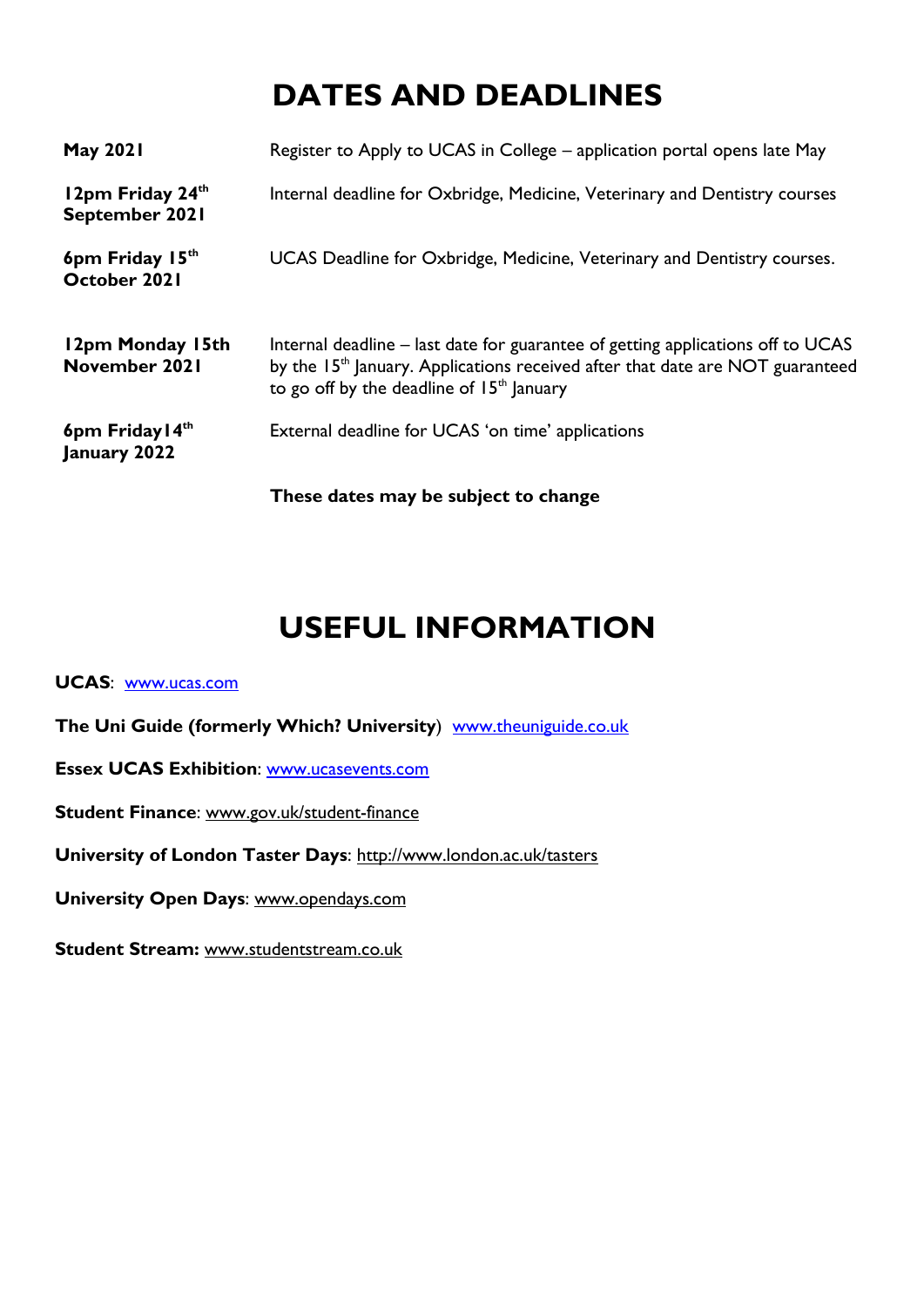# DATES AND DEADLINES

| | |
|---|---|
| **May 2021** | Register to Apply to UCAS in College – application portal opens late May |
| **12pm Friday 24th September 2021** | Internal deadline for Oxbridge, Medicine, Veterinary and Dentistry courses |
| **6pm Friday 15th October 2021** | UCAS Deadline for Oxbridge, Medicine, Veterinary and Dentistry courses. |
| **12pm Monday 15th November 2021** | Internal deadline – last date for guarantee of getting applications off to UCAS by the 15th January. Applications received after that date are NOT guaranteed to go off by the deadline of 15th January |
| **6pm Friday14th January 2022** | External deadline for UCAS 'on time' applications |
| | **These dates may be subject to change** |

# USEFUL INFORMATION

**UCAS**: www.ucas.com

**The Uni Guide (formerly Which? University**) www.theuniguide.co.uk

**Essex UCAS Exhibition**: www.ucasevents.com

**Student Finance**: www.gov.uk/student-finance

**University of London Taster Days**: http://www.london.ac.uk/tasters

**University Open Days**: www.opendays.com

**Student Stream:** www.studentstream.co.uk